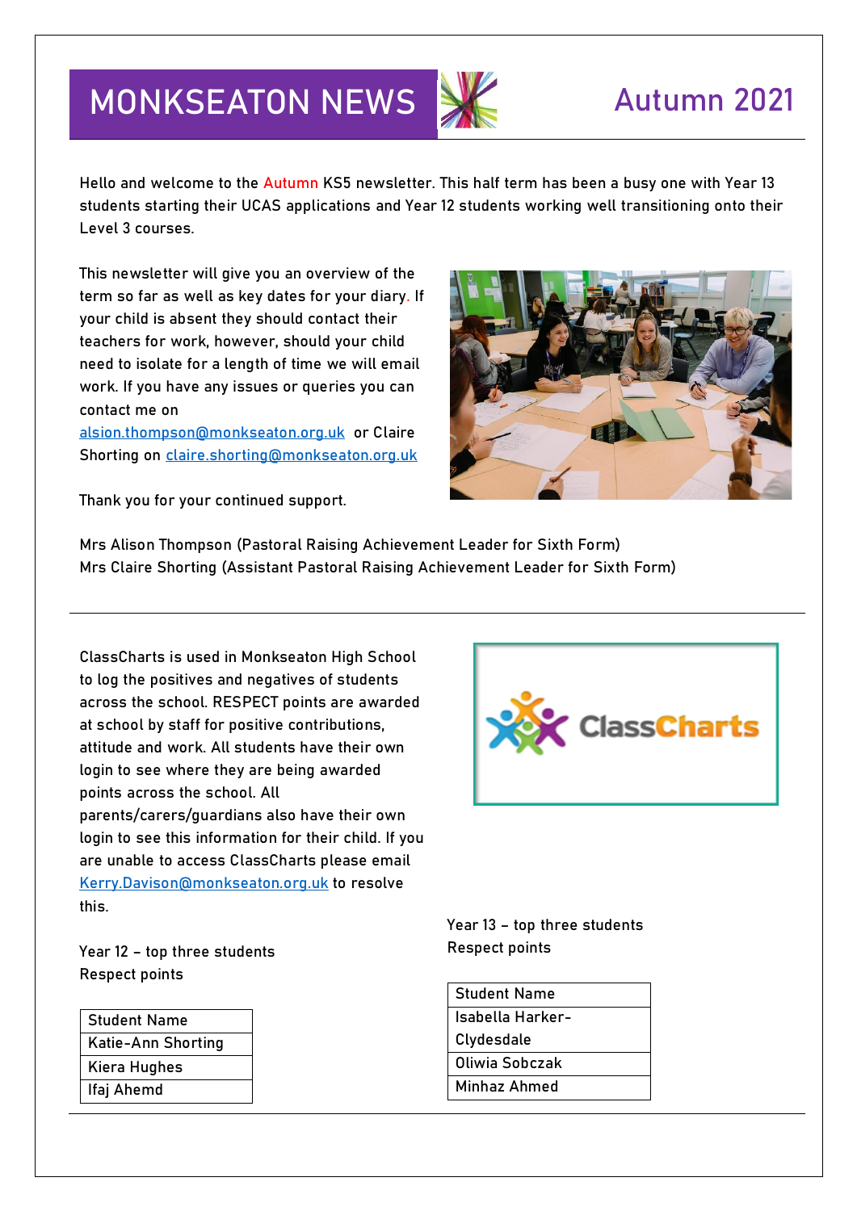# MONKSEATON NEWS

## Autumn 2021

Hello and welcome to the Autumn KS5 newsletter. This half term has been a busy one with Year 13 students starting their UCAS applications and Year 12 students working well transitioning onto their Level 3 courses.

This newsletter will give you an overview of the term so far as well as key dates for your diary. If your child is absent they should contact their teachers for work, however, should your child need to isolate for a length of time we will email work. If you have any issues or queries you can contact me on alsion.thompson@monkseaton.org.uk or Claire Shorting on claire.shorting@monkseaton.org.uk

Thank you for your continued support.

Mrs Alison Thompson (Pastoral Raising Achievement Leader for Sixth Form)
Mrs Claire Shorting (Assistant Pastoral Raising Achievement Leader for Sixth Form)

---

ClassCharts is used in Monkseaton High School to log the positives and negatives of students across the school. RESPECT points are awarded at school by staff for positive contributions, attitude and work. All students have their own login to see where they are being awarded points across the school. All parents/carers/guardians also have their own login to see this information for their child. If you are unable to access ClassCharts please email Kerry.Davison@monkseaton.org.uk to resolve this.

Year 12 – top three students Respect points

| Student Name |
|---|
| Katie-Ann Shorting |
| Kiera Hughes |
| Ifaj Ahemd |

Year 13 – top three students Respect points

| Student Name |
|---|
| Isabella Harker-Clydesdale |
| Oliwia Sobczak |
| Minhaz Ahmed |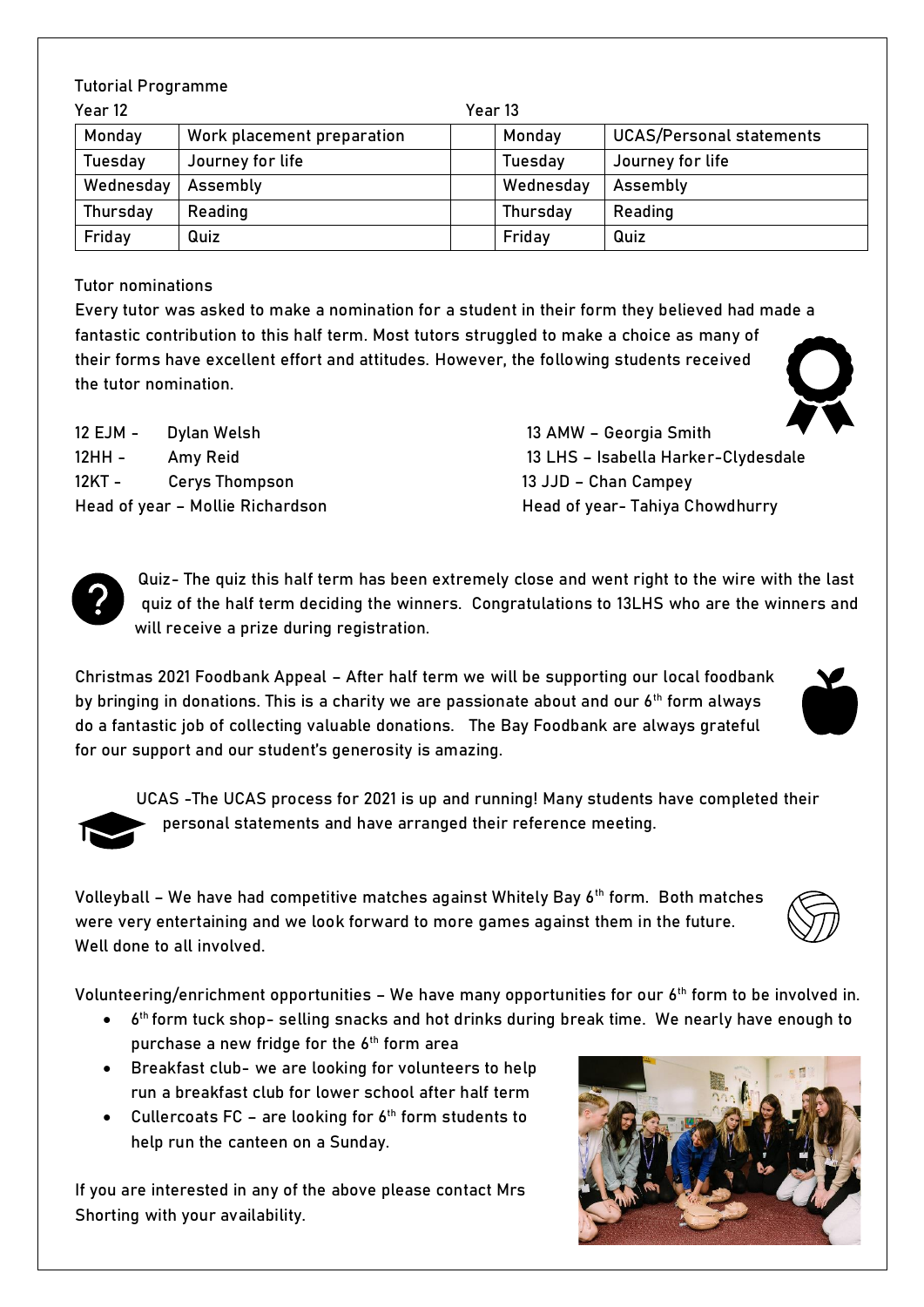## Tutorial Programme

| Year 12 | | | Year 13 | |
|---|---|---|---|---|
| Monday | Work placement preparation | | Monday | UCAS/Personal statements |
| Tuesday | Journey for life | | Tuesday | Journey for life |
| Wednesday | Assembly | | Wednesday | Assembly |
| Thursday | Reading | | Thursday | Reading |
| Friday | Quiz | | Friday | Quiz |

## Tutor nominations

Every tutor was asked to make a nomination for a student in their form they believed had made a fantastic contribution to this half term. Most tutors struggled to make a choice as many of their forms have excellent effort and attitudes. However, the following students received the tutor nomination.

12 EJM - Dylan Welsh
12HH - Amy Reid
12KT - Cerys Thompson
Head of year – Mollie Richardson

13 AMW – Georgia Smith
13 LHS – Isabella Harker-Clydesdale
13 JJD – Chan Campey
Head of year- Tahiya Chowdhurry

Quiz- The quiz this half term has been extremely close and went right to the wire with the last quiz of the half term deciding the winners. Congratulations to 13LHS who are the winners and will receive a prize during registration.

Christmas 2021 Foodbank Appeal – After half term we will be supporting our local foodbank by bringing in donations. This is a charity we are passionate about and our 6th form always do a fantastic job of collecting valuable donations. The Bay Foodbank are always grateful for our support and our student's generosity is amazing.

UCAS -The UCAS process for 2021 is up and running! Many students have completed their personal statements and have arranged their reference meeting.

Volleyball – We have had competitive matches against Whitely Bay 6th form. Both matches were very entertaining and we look forward to more games against them in the future. Well done to all involved.

Volunteering/enrichment opportunities – We have many opportunities for our 6th form to be involved in.

- 6th form tuck shop- selling snacks and hot drinks during break time. We nearly have enough to purchase a new fridge for the 6th form area
- Breakfast club- we are looking for volunteers to help run a breakfast club for lower school after half term
- Cullercoats FC – are looking for 6th form students to help run the canteen on a Sunday.

If you are interested in any of the above please contact Mrs Shorting with your availability.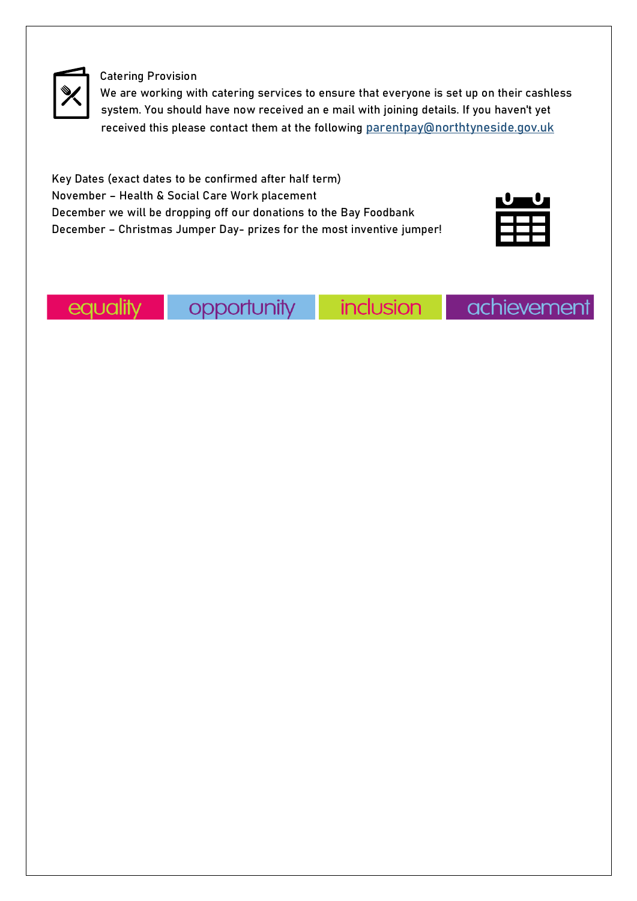## Catering Provision

We are working with catering services to ensure that everyone is set up on their cashless system. You should have now received an e mail with joining details. If you haven't yet received this please contact them at the following parentpay@northtyneside.gov.uk

Key Dates (exact dates to be confirmed after half term)

November – Health & Social Care Work placement

December we will be dropping off our donations to the Bay Foodbank

December – Christmas Jumper Day- prizes for the most inventive jumper!

equality opportunity inclusion achievement